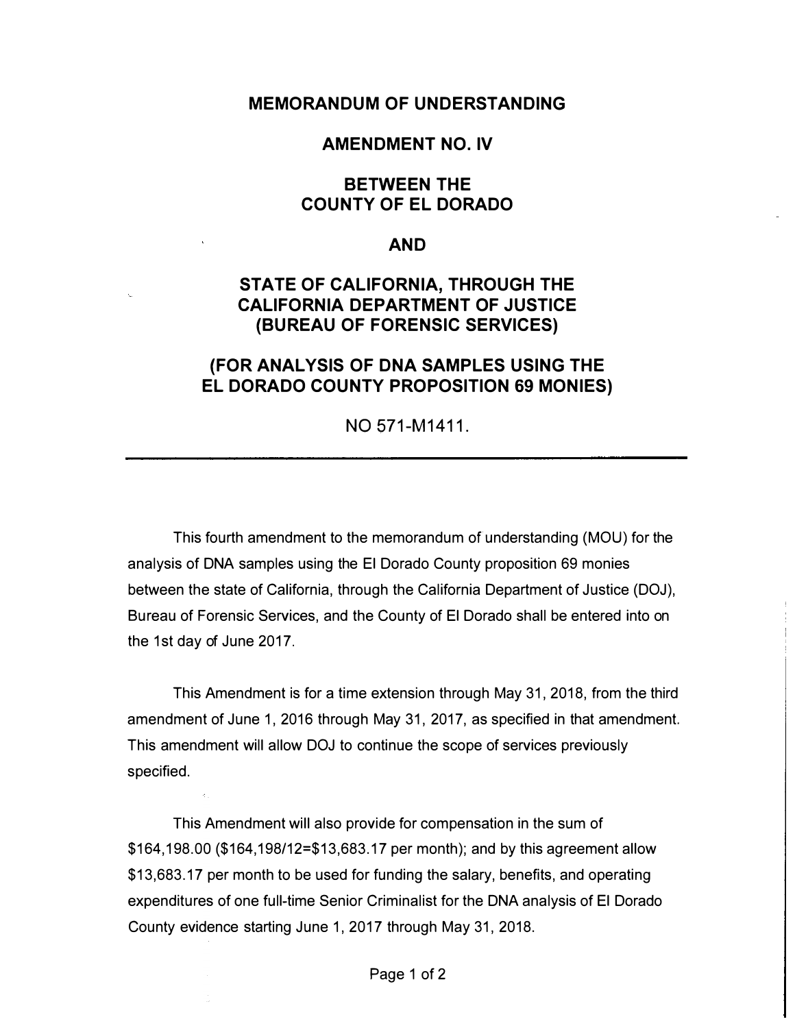# MEMORANDUM OF UNDERSTANDING

## AMENDMENT NO. IV

## BETWEEN THE COUNTY OF EL DORADO

## AND

## STATE OF CALIFORNIA, THROUGH THE CALIFORNIA DEPARTMENT OF JUSTICE (BUREAU OF FORENSIC SERVICES)

## (FOR ANALYSIS OF DNA SAMPLES USING THE EL DORADO COUNTY PROPOSITION 69 MONIES)

NO 571-M1411.

---

This fourth amendment to the memorandum of understanding (MOU) for the analysis of DNA samples using the El Dorado County proposition 69 monies between the state of California, through the California Department of Justice (DOJ), Bureau of Forensic Services, and the County of El Dorado shall be entered into on the 1st day of June 2017.

This Amendment is for a time extension through May 31, 2018, from the third amendment of June 1, 2016 through May 31, 2017, as specified in that amendment. This amendment will allow DOJ to continue the scope of services previously specified.

This Amendment will also provide for compensation in the sum of $164,198.00 ($164,198/12=$13,683.17 per month); and by this agreement allow $13,683.17 per month to be used for funding the salary, benefits, and operating expenditures of one full-time Senior Criminalist for the DNA analysis of El Dorado County evidence starting June 1, 2017 through May 31, 2018.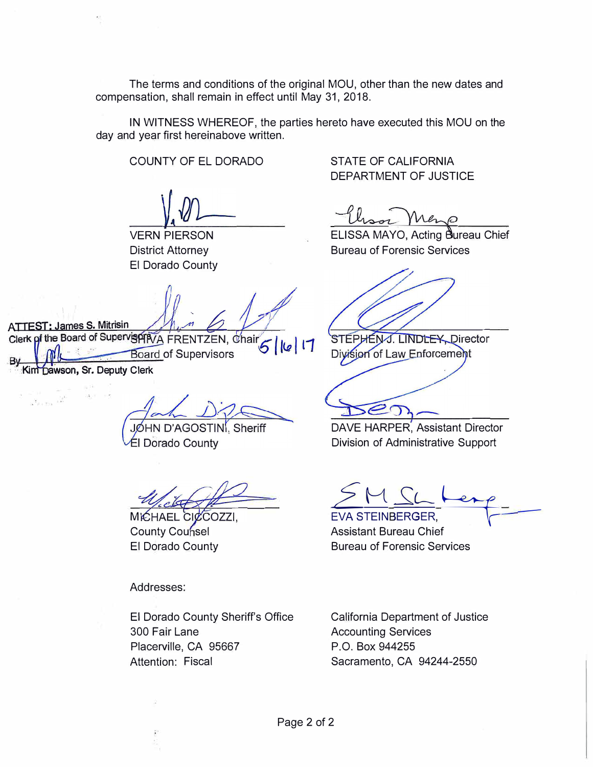The terms and conditions of the original MOU, other than the new dates and compensation, shall remain in effect until May 31, 2018.

IN WITNESS WHEREOF, the parties hereto have executed this MOU on the day and year first hereinabove written.

COUNTY OF EL DORADO

VERN PIERSON
District Attorney
El Dorado County

SHIVA FRENTZEN, Chair
Board of Supervisors

5/16/17

ATTEST: James S. Mitrisin
Clerk of the Board of Supervisors

By
Kim Dawson, Sr. Deputy Clerk

JOHN D'AGOSTINI, Sheriff
El Dorado County

MICHAEL CICCOZZI,
County Counsel
El Dorado County

STATE OF CALIFORNIA
DEPARTMENT OF JUSTICE

ELISSA MAYO, Acting Bureau Chief
Bureau of Forensic Services

STEPHEN J. LINDLEY, Director
Division of Law Enforcement

DAVE HARPER, Assistant Director
Division of Administrative Support

EVA STEINBERGER,
Assistant Bureau Chief
Bureau of Forensic Services

Addresses:

El Dorado County Sheriff's Office
300 Fair Lane
Placerville, CA 95667
Attention: Fiscal

California Department of Justice
Accounting Services
P.O. Box 944255
Sacramento, CA 94244-2550